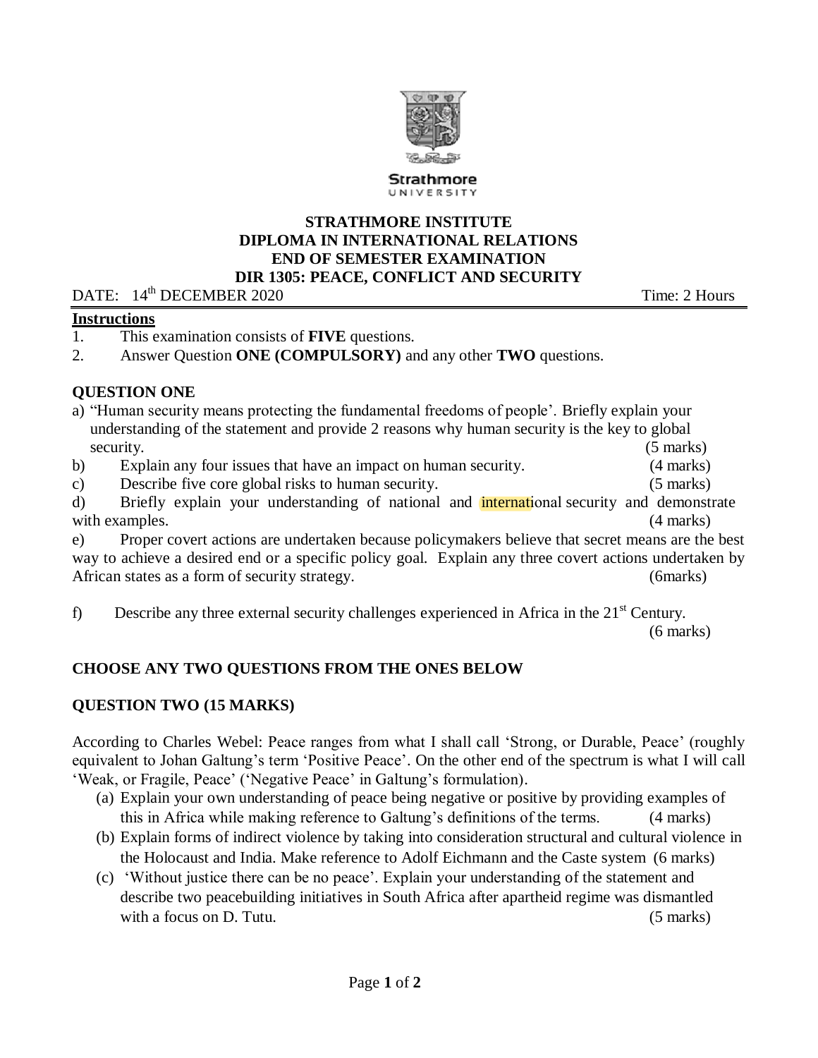Strathmore
UNIVERSITY

**STRATHMORE INSTITUTE**
**DIPLOMA IN INTERNATIONAL RELATIONS**
**END OF SEMESTER EXAMINATION**
**DIR 1305: PEACE, CONFLICT AND SECURITY**

DATE: 14th DECEMBER 2020 Time: 2 Hours

**Instructions**

1. This examination consists of **FIVE** questions.
2. Answer Question **ONE (COMPULSORY)** and any other **TWO** questions.

## QUESTION ONE

a) "Human security means protecting the fundamental freedoms of people'. Briefly explain your understanding of the statement and provide 2 reasons why human security is the key to global security. (5 marks)

b) Explain any four issues that have an impact on human security. (4 marks)

c) Describe five core global risks to human security. (5 marks)

d) Briefly explain your understanding of national and international security and demonstrate with examples. (4 marks)

e) Proper covert actions are undertaken because policymakers believe that secret means are the best way to achieve a desired end or a specific policy goal. Explain any three covert actions undertaken by African states as a form of security strategy. (6marks)

f) Describe any three external security challenges experienced in Africa in the 21st Century. (6 marks)

## CHOOSE ANY TWO QUESTIONS FROM THE ONES BELOW

## QUESTION TWO (15 MARKS)

According to Charles Webel: Peace ranges from what I shall call 'Strong, or Durable, Peace' (roughly equivalent to Johan Galtung's term 'Positive Peace'. On the other end of the spectrum is what I will call 'Weak, or Fragile, Peace' ('Negative Peace' in Galtung's formulation).

(a) Explain your own understanding of peace being negative or positive by providing examples of this in Africa while making reference to Galtung's definitions of the terms. (4 marks)

(b) Explain forms of indirect violence by taking into consideration structural and cultural violence in the Holocaust and India. Make reference to Adolf Eichmann and the Caste system (6 marks)

(c) 'Without justice there can be no peace'. Explain your understanding of the statement and describe two peacebuilding initiatives in South Africa after apartheid regime was dismantled with a focus on D. Tutu. (5 marks)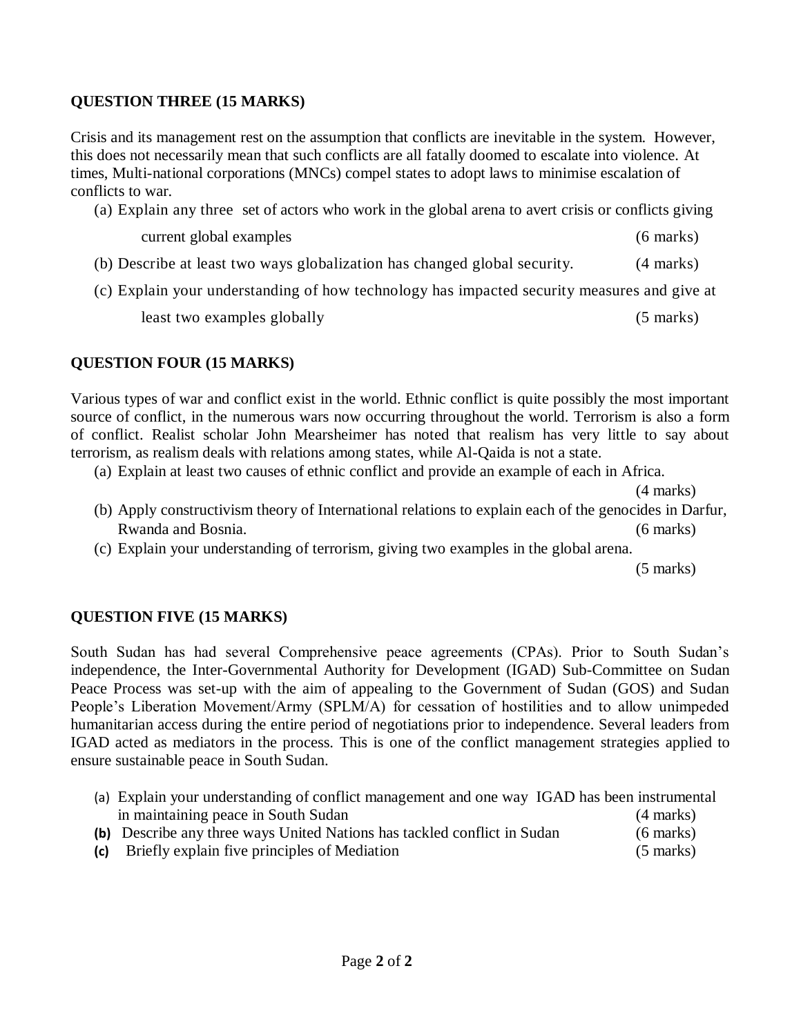**QUESTION THREE (15 MARKS)**

Crisis and its management rest on the assumption that conflicts are inevitable in the system. However, this does not necessarily mean that such conflicts are all fatally doomed to escalate into violence. At times, Multi-national corporations (MNCs) compel states to adopt laws to minimise escalation of conflicts to war.

(a) Explain any three set of actors who work in the global arena to avert crisis or conflicts giving current global examples (6 marks)

(b) Describe at least two ways globalization has changed global security. (4 marks)

(c) Explain your understanding of how technology has impacted security measures and give at least two examples globally (5 marks)

**QUESTION FOUR (15 MARKS)**

Various types of war and conflict exist in the world. Ethnic conflict is quite possibly the most important source of conflict, in the numerous wars now occurring throughout the world. Terrorism is also a form of conflict. Realist scholar John Mearsheimer has noted that realism has very little to say about terrorism, as realism deals with relations among states, while Al-Qaida is not a state.

(a) Explain at least two causes of ethnic conflict and provide an example of each in Africa. (4 marks)

(b) Apply constructivism theory of International relations to explain each of the genocides in Darfur, Rwanda and Bosnia. (6 marks)

(c) Explain your understanding of terrorism, giving two examples in the global arena. (5 marks)

**QUESTION FIVE (15 MARKS)**

South Sudan has had several Comprehensive peace agreements (CPAs). Prior to South Sudan's independence, the Inter-Governmental Authority for Development (IGAD) Sub-Committee on Sudan Peace Process was set-up with the aim of appealing to the Government of Sudan (GOS) and Sudan People's Liberation Movement/Army (SPLM/A) for cessation of hostilities and to allow unimpeded humanitarian access during the entire period of negotiations prior to independence. Several leaders from IGAD acted as mediators in the process. This is one of the conflict management strategies applied to ensure sustainable peace in South Sudan.

(a) Explain your understanding of conflict management and one way IGAD has been instrumental in maintaining peace in South Sudan (4 marks)

**(b)** Describe any three ways United Nations has tackled conflict in Sudan (6 marks)

**(c)** Briefly explain five principles of Mediation (5 marks)